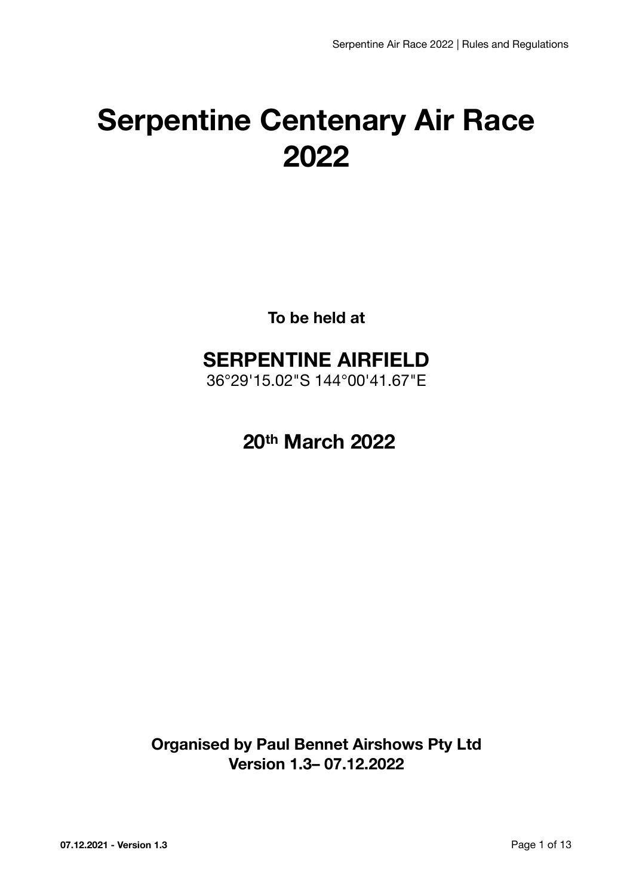# Serpentine Centenary Air Race 2022

**To be held at**

## SERPENTINE AIRFIELD

36°29'15.02"S 144°00'41.67"E

## 20th March 2022

**Organised by Paul Bennet Airshows Pty Ltd**
**Version 1.3– 07.12.2022**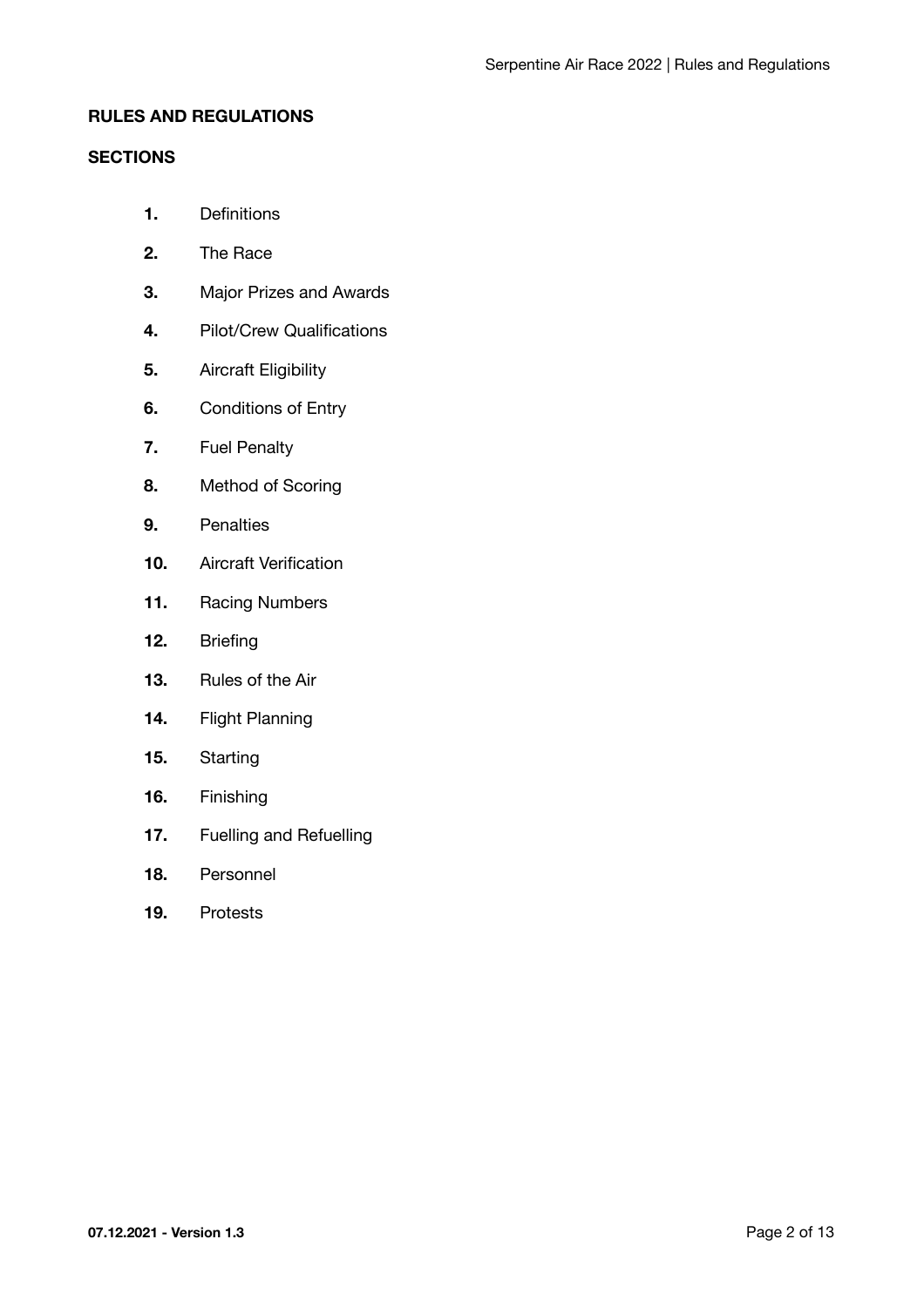**RULES AND REGULATIONS**

**SECTIONS**

1. Definitions
2. The Race
3. Major Prizes and Awards
4. Pilot/Crew Qualifications
5. Aircraft Eligibility
6. Conditions of Entry
7. Fuel Penalty
8. Method of Scoring
9. Penalties
10. Aircraft Verification
11. Racing Numbers
12. Briefing
13. Rules of the Air
14. Flight Planning
15. Starting
16. Finishing
17. Fuelling and Refuelling
18. Personnel
19. Protests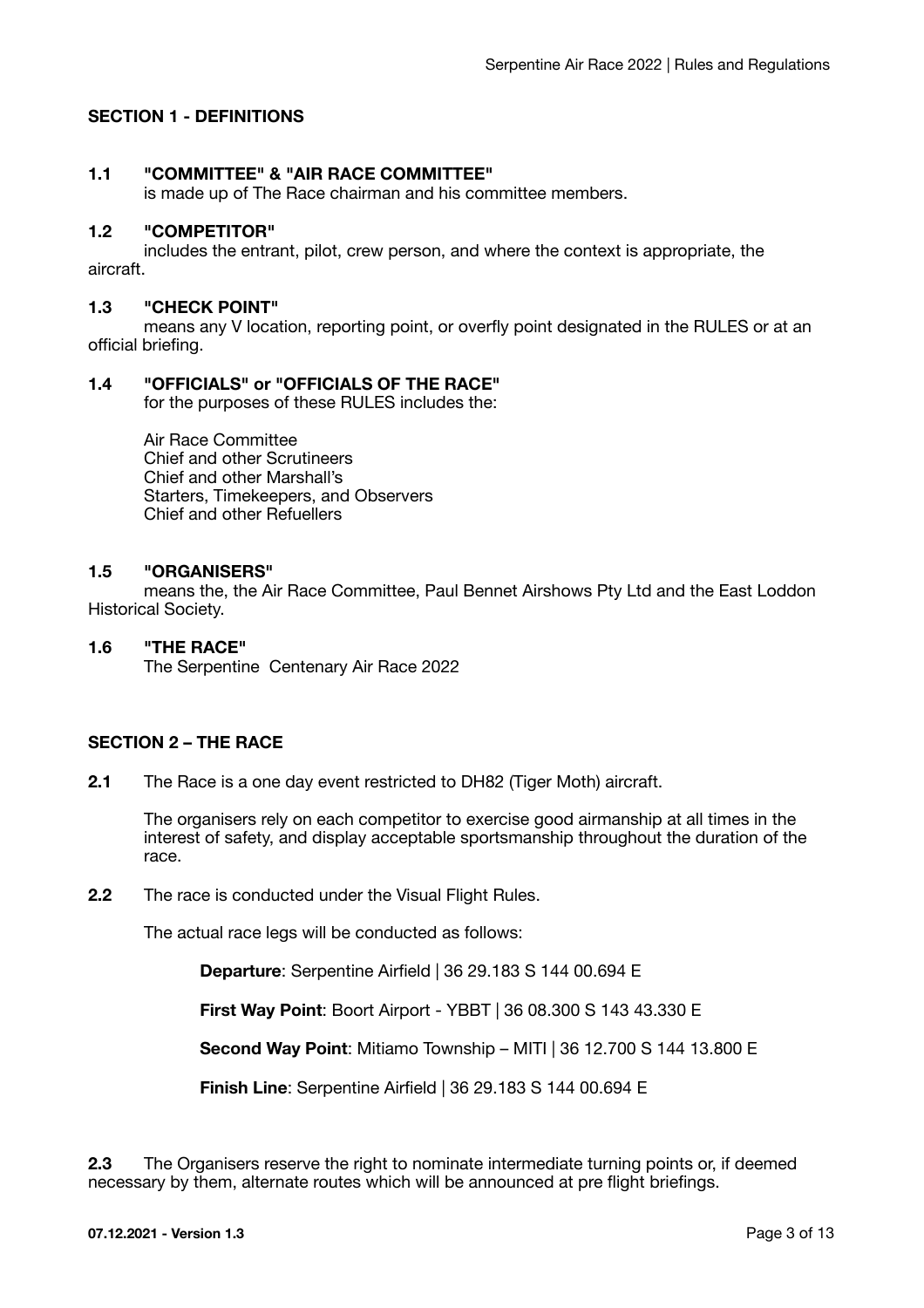## SECTION 1 - DEFINITIONS

### 1.1 "COMMITTEE" & "AIR RACE COMMITTEE"

is made up of The Race chairman and his committee members.

### 1.2 "COMPETITOR"

includes the entrant, pilot, crew person, and where the context is appropriate, the aircraft.

### 1.3 "CHECK POINT"

means any V location, reporting point, or overfly point designated in the RULES or at an official briefing.

### 1.4 "OFFICIALS" or "OFFICIALS OF THE RACE"

for the purposes of these RULES includes the:

Air Race Committee
Chief and other Scrutineers
Chief and other Marshall's
Starters, Timekeepers, and Observers
Chief and other Refuellers

### 1.5 "ORGANISERS"

means the, the Air Race Committee, Paul Bennet Airshows Pty Ltd and the East Loddon Historical Society.

### 1.6 "THE RACE"

The Serpentine  Centenary Air Race 2022

## SECTION 2 – THE RACE

**2.1** The Race is a one day event restricted to DH82 (Tiger Moth) aircraft.

The organisers rely on each competitor to exercise good airmanship at all times in the interest of safety, and display acceptable sportsmanship throughout the duration of the race.

**2.2** The race is conducted under the Visual Flight Rules.

The actual race legs will be conducted as follows:

**Departure**: Serpentine Airfield | 36 29.183 S 144 00.694 E

**First Way Point**: Boort Airport - YBBT | 36 08.300 S 143 43.330 E

**Second Way Point**: Mitiamo Township – MITI | 36 12.700 S 144 13.800 E

**Finish Line**: Serpentine Airfield | 36 29.183 S 144 00.694 E

**2.3** The Organisers reserve the right to nominate intermediate turning points or, if deemed necessary by them, alternate routes which will be announced at pre flight briefings.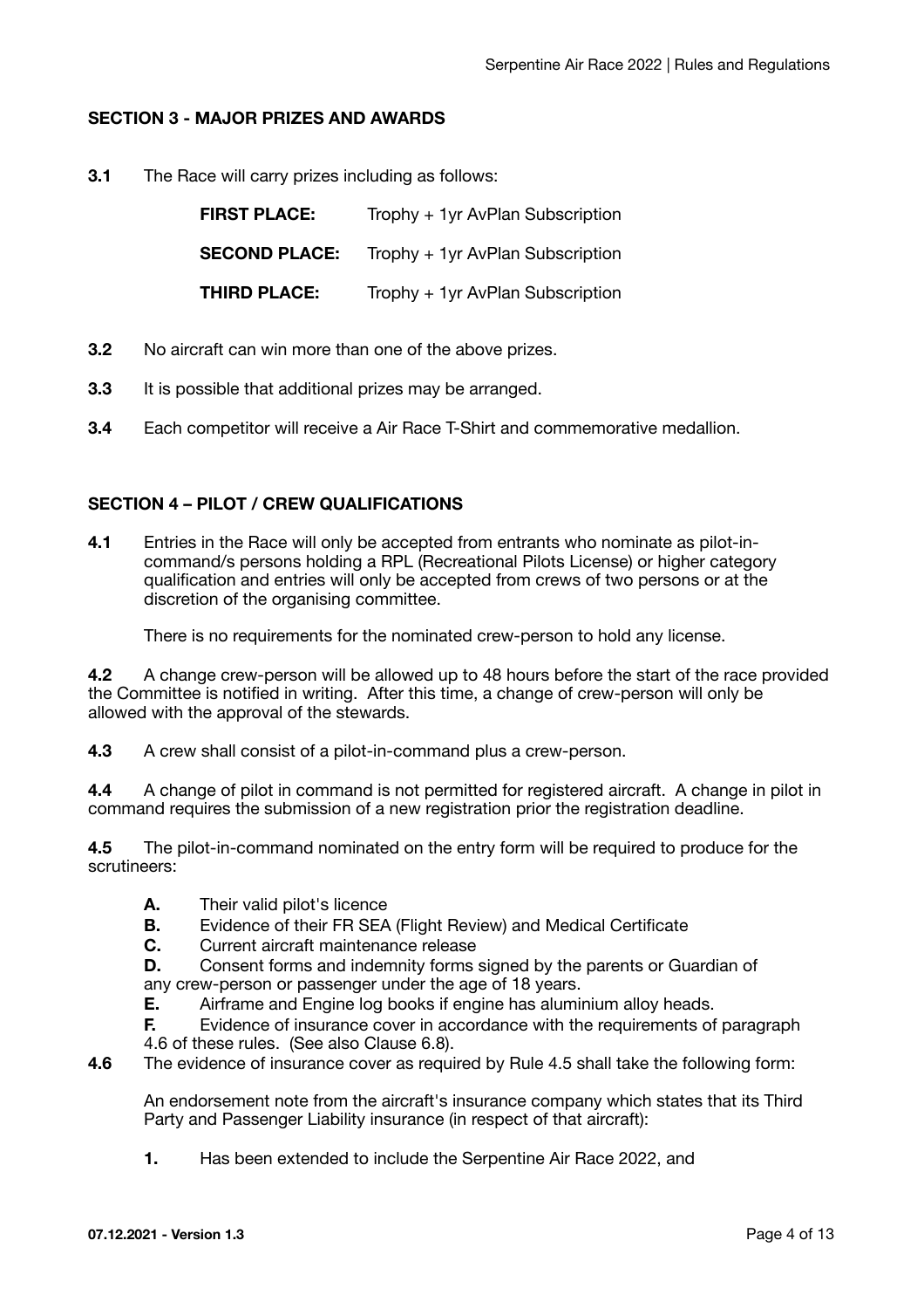## SECTION 3 - MAJOR PRIZES AND AWARDS

**3.1** The Race will carry prizes including as follows:

| | |
|---|---|
| **FIRST PLACE:** | Trophy + 1yr AvPlan Subscription |
| **SECOND PLACE:** | Trophy + 1yr AvPlan Subscription |
| **THIRD PLACE:** | Trophy + 1yr AvPlan Subscription |

**3.2** No aircraft can win more than one of the above prizes.

**3.3** It is possible that additional prizes may be arranged.

**3.4** Each competitor will receive a Air Race T-Shirt and commemorative medallion.

## SECTION 4 – PILOT / CREW QUALIFICATIONS

**4.1** Entries in the Race will only be accepted from entrants who nominate as pilot-in-command/s persons holding a RPL (Recreational Pilots License) or higher category qualification and entries will only be accepted from crews of two persons or at the discretion of the organising committee.

There is no requirements for the nominated crew-person to hold any license.

**4.2** A change crew-person will be allowed up to 48 hours before the start of the race provided the Committee is notified in writing. After this time, a change of crew-person will only be allowed with the approval of the stewards.

**4.3** A crew shall consist of a pilot-in-command plus a crew-person.

**4.4** A change of pilot in command is not permitted for registered aircraft. A change in pilot in command requires the submission of a new registration prior the registration deadline.

**4.5** The pilot-in-command nominated on the entry form will be required to produce for the scrutineers:

- **A.** Their valid pilot's licence
- **B.** Evidence of their FR SEA (Flight Review) and Medical Certificate
- **C.** Current aircraft maintenance release
- **D.** Consent forms and indemnity forms signed by the parents or Guardian of any crew-person or passenger under the age of 18 years.
- **E.** Airframe and Engine log books if engine has aluminium alloy heads.
- **F.** Evidence of insurance cover in accordance with the requirements of paragraph 4.6 of these rules. (See also Clause 6.8).

**4.6** The evidence of insurance cover as required by Rule 4.5 shall take the following form:

An endorsement note from the aircraft's insurance company which states that its Third Party and Passenger Liability insurance (in respect of that aircraft):

1. Has been extended to include the Serpentine Air Race 2022, and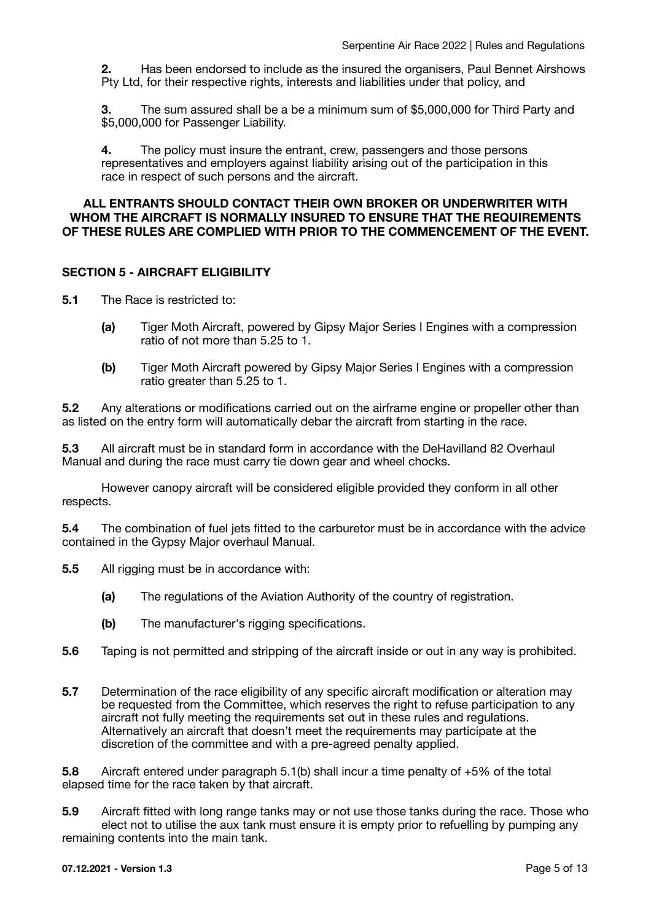**2.** Has been endorsed to include as the insured the organisers, Paul Bennet Airshows Pty Ltd, for their respective rights, interests and liabilities under that policy, and

**3.** The sum assured shall be a be a minimum sum of $5,000,000 for Third Party and $5,000,000 for Passenger Liability.

**4.** The policy must insure the entrant, crew, passengers and those persons representatives and employers against liability arising out of the participation in this race in respect of such persons and the aircraft.

**ALL ENTRANTS SHOULD CONTACT THEIR OWN BROKER OR UNDERWRITER WITH WHOM THE AIRCRAFT IS NORMALLY INSURED TO ENSURE THAT THE REQUIREMENTS OF THESE RULES ARE COMPLIED WITH PRIOR TO THE COMMENCEMENT OF THE EVENT.**

## SECTION 5 - AIRCRAFT ELIGIBILITY

**5.1** The Race is restricted to:

- **(a)** Tiger Moth Aircraft, powered by Gipsy Major Series I Engines with a compression ratio of not more than 5.25 to 1.
- **(b)** Tiger Moth Aircraft powered by Gipsy Major Series I Engines with a compression ratio greater than 5.25 to 1.

**5.2** Any alterations or modifications carried out on the airframe engine or propeller other than as listed on the entry form will automatically debar the aircraft from starting in the race.

**5.3** All aircraft must be in standard form in accordance with the DeHavilland 82 Overhaul Manual and during the race must carry tie down gear and wheel chocks.

However canopy aircraft will be considered eligible provided they conform in all other respects.

**5.4** The combination of fuel jets fitted to the carburetor must be in accordance with the advice contained in the Gypsy Major overhaul Manual.

**5.5** All rigging must be in accordance with:

- **(a)** The regulations of the Aviation Authority of the country of registration.
- **(b)** The manufacturer's rigging specifications.

**5.6** Taping is not permitted and stripping of the aircraft inside or out in any way is prohibited.

**5.7** Determination of the race eligibility of any specific aircraft modification or alteration may be requested from the Committee, which reserves the right to refuse participation to any aircraft not fully meeting the requirements set out in these rules and regulations. Alternatively an aircraft that doesn't meet the requirements may participate at the discretion of the committee and with a pre-agreed penalty applied.

**5.8** Aircraft entered under paragraph 5.1(b) shall incur a time penalty of +5% of the total elapsed time for the race taken by that aircraft.

**5.9** Aircraft fitted with long range tanks may or not use those tanks during the race. Those who elect not to utilise the aux tank must ensure it is empty prior to refuelling by pumping any remaining contents into the main tank.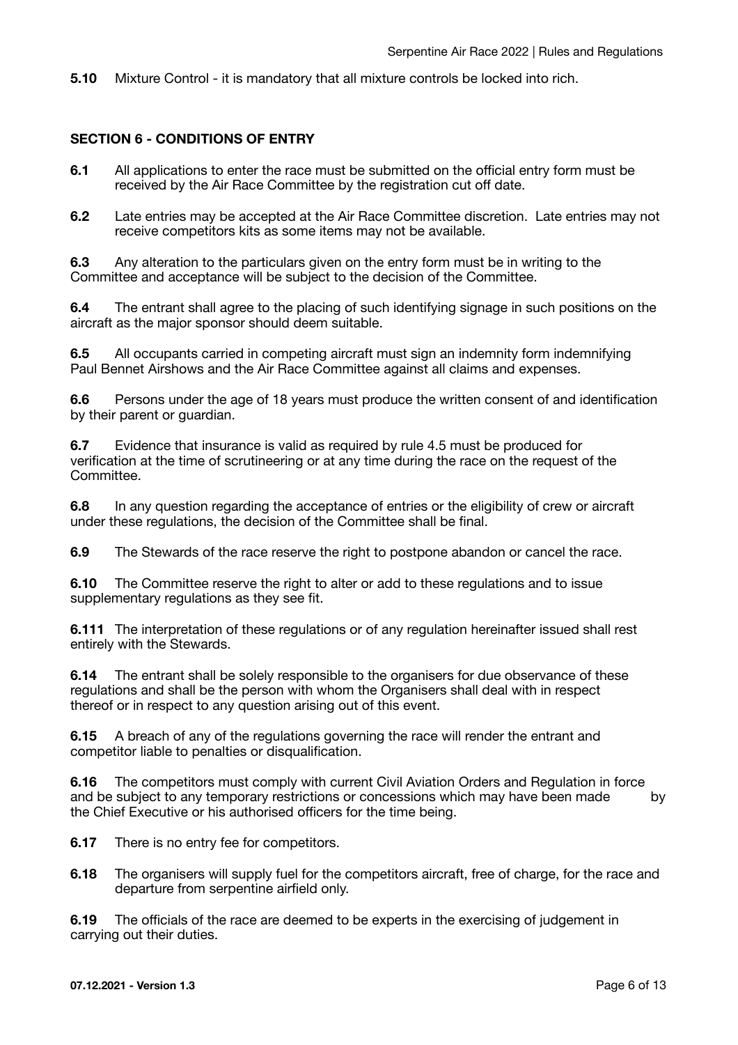**5.10** Mixture Control - it is mandatory that all mixture controls be locked into rich.

## SECTION 6 - CONDITIONS OF ENTRY

**6.1** All applications to enter the race must be submitted on the official entry form must be received by the Air Race Committee by the registration cut off date.

**6.2** Late entries may be accepted at the Air Race Committee discretion. Late entries may not receive competitors kits as some items may not be available.

**6.3** Any alteration to the particulars given on the entry form must be in writing to the Committee and acceptance will be subject to the decision of the Committee.

**6.4** The entrant shall agree to the placing of such identifying signage in such positions on the aircraft as the major sponsor should deem suitable.

**6.5** All occupants carried in competing aircraft must sign an indemnity form indemnifying Paul Bennet Airshows and the Air Race Committee against all claims and expenses.

**6.6** Persons under the age of 18 years must produce the written consent of and identification by their parent or guardian.

**6.7** Evidence that insurance is valid as required by rule 4.5 must be produced for verification at the time of scrutineering or at any time during the race on the request of the Committee.

**6.8** In any question regarding the acceptance of entries or the eligibility of crew or aircraft under these regulations, the decision of the Committee shall be final.

**6.9** The Stewards of the race reserve the right to postpone abandon or cancel the race.

**6.10** The Committee reserve the right to alter or add to these regulations and to issue supplementary regulations as they see fit.

**6.111** The interpretation of these regulations or of any regulation hereinafter issued shall rest entirely with the Stewards.

**6.14** The entrant shall be solely responsible to the organisers for due observance of these regulations and shall be the person with whom the Organisers shall deal with in respect thereof or in respect to any question arising out of this event.

**6.15** A breach of any of the regulations governing the race will render the entrant and competitor liable to penalties or disqualification.

**6.16** The competitors must comply with current Civil Aviation Orders and Regulation in force and be subject to any temporary restrictions or concessions which may have been made by the Chief Executive or his authorised officers for the time being.

**6.17** There is no entry fee for competitors.

**6.18** The organisers will supply fuel for the competitors aircraft, free of charge, for the race and departure from serpentine airfield only.

**6.19** The officials of the race are deemed to be experts in the exercising of judgement in carrying out their duties.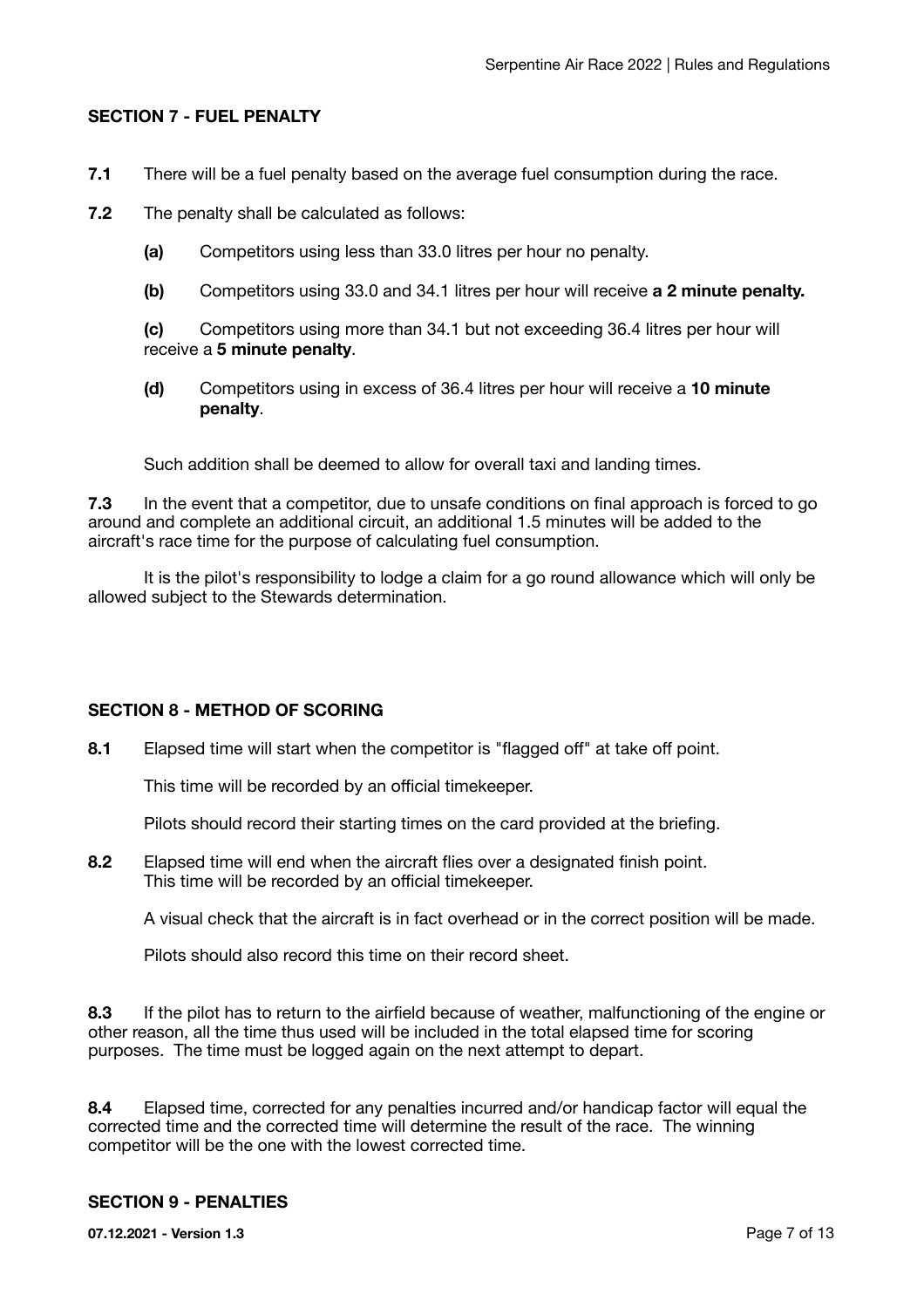### SECTION 7 - FUEL PENALTY

**7.1** There will be a fuel penalty based on the average fuel consumption during the race.

**7.2** The penalty shall be calculated as follows:

- **(a)** Competitors using less than 33.0 litres per hour no penalty.
- **(b)** Competitors using 33.0 and 34.1 litres per hour will receive **a 2 minute penalty.**
- **(c)** Competitors using more than 34.1 but not exceeding 36.4 litres per hour will receive a **5 minute penalty**.
- **(d)** Competitors using in excess of 36.4 litres per hour will receive a **10 minute penalty**.

Such addition shall be deemed to allow for overall taxi and landing times.

**7.3** In the event that a competitor, due to unsafe conditions on final approach is forced to go around and complete an additional circuit, an additional 1.5 minutes will be added to the aircraft's race time for the purpose of calculating fuel consumption.

It is the pilot's responsibility to lodge a claim for a go round allowance which will only be allowed subject to the Stewards determination.

### SECTION 8 - METHOD OF SCORING

**8.1** Elapsed time will start when the competitor is "flagged off" at take off point.

This time will be recorded by an official timekeeper.

Pilots should record their starting times on the card provided at the briefing.

**8.2** Elapsed time will end when the aircraft flies over a designated finish point. This time will be recorded by an official timekeeper.

A visual check that the aircraft is in fact overhead or in the correct position will be made.

Pilots should also record this time on their record sheet.

**8.3** If the pilot has to return to the airfield because of weather, malfunctioning of the engine or other reason, all the time thus used will be included in the total elapsed time for scoring purposes. The time must be logged again on the next attempt to depart.

**8.4** Elapsed time, corrected for any penalties incurred and/or handicap factor will equal the corrected time and the corrected time will determine the result of the race. The winning competitor will be the one with the lowest corrected time.

### SECTION 9 - PENALTIES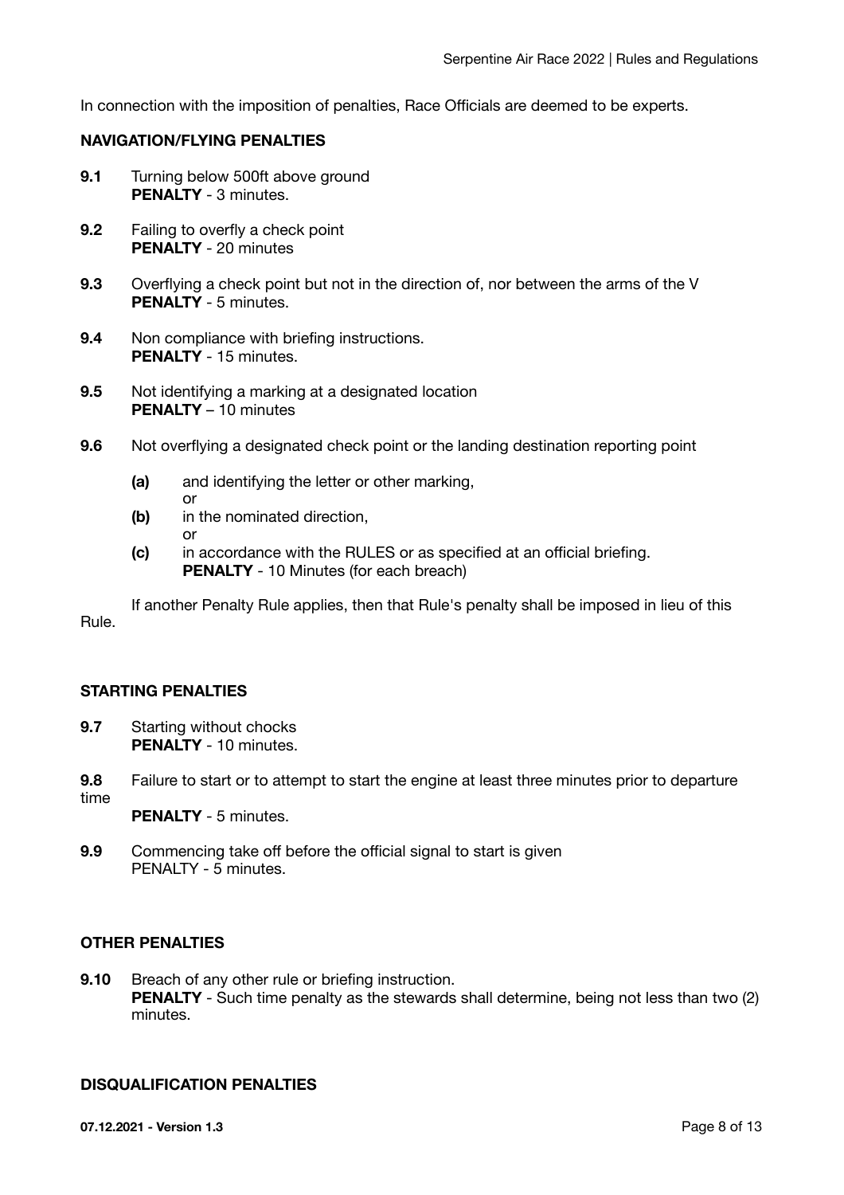In connection with the imposition of penalties, Race Officials are deemed to be experts.

**NAVIGATION/FLYING PENALTIES**

**9.1** Turning below 500ft above ground
**PENALTY** - 3 minutes.

**9.2** Failing to overfly a check point
**PENALTY** - 20 minutes

**9.3** Overflying a check point but not in the direction of, nor between the arms of the V
**PENALTY** - 5 minutes.

**9.4** Non compliance with briefing instructions.
**PENALTY** - 15 minutes.

**9.5** Not identifying a marking at a designated location
**PENALTY** – 10 minutes

**9.6** Not overflying a designated check point or the landing destination reporting point

- **(a)** and identifying the letter or other marking,
  or
- **(b)** in the nominated direction,
  or
- **(c)** in accordance with the RULES or as specified at an official briefing.
  **PENALTY** - 10 Minutes (for each breach)

If another Penalty Rule applies, then that Rule's penalty shall be imposed in lieu of this Rule.

**STARTING PENALTIES**

**9.7** Starting without chocks
**PENALTY** - 10 minutes.

**9.8** Failure to start or to attempt to start the engine at least three minutes prior to departure time
**PENALTY** - 5 minutes.

**9.9** Commencing take off before the official signal to start is given
PENALTY - 5 minutes.

**OTHER PENALTIES**

**9.10** Breach of any other rule or briefing instruction.
**PENALTY** - Such time penalty as the stewards shall determine, being not less than two (2) minutes.

**DISQUALIFICATION PENALTIES**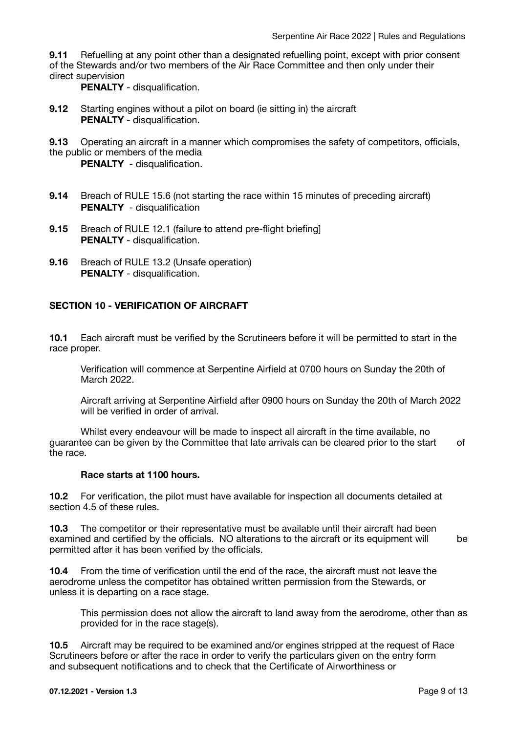**9.11** Refuelling at any point other than a designated refuelling point, except with prior consent of the Stewards and/or two members of the Air Race Committee and then only under their direct supervision

**PENALTY** - disqualification.

**9.12** Starting engines without a pilot on board (ie sitting in) the aircraft

**PENALTY** - disqualification.

**9.13** Operating an aircraft in a manner which compromises the safety of competitors, officials, the public or members of the media

**PENALTY** - disqualification.

**9.14** Breach of RULE 15.6 (not starting the race within 15 minutes of preceding aircraft)

**PENALTY** - disqualification

**9.15** Breach of RULE 12.1 (failure to attend pre-flight briefing]

**PENALTY** - disqualification.

**9.16** Breach of RULE 13.2 (Unsafe operation)

**PENALTY** - disqualification.

## SECTION 10 - VERIFICATION OF AIRCRAFT

**10.1** Each aircraft must be verified by the Scrutineers before it will be permitted to start in the race proper.

Verification will commence at Serpentine Airfield at 0700 hours on Sunday the 20th of March 2022.

Aircraft arriving at Serpentine Airfield after 0900 hours on Sunday the 20th of March 2022 will be verified in order of arrival.

Whilst every endeavour will be made to inspect all aircraft in the time available, no guarantee can be given by the Committee that late arrivals can be cleared prior to the start of the race.

**Race starts at 1100 hours.**

**10.2** For verification, the pilot must have available for inspection all documents detailed at section 4.5 of these rules.

**10.3** The competitor or their representative must be available until their aircraft had been examined and certified by the officials. NO alterations to the aircraft or its equipment will be permitted after it has been verified by the officials.

**10.4** From the time of verification until the end of the race, the aircraft must not leave the aerodrome unless the competitor has obtained written permission from the Stewards, or unless it is departing on a race stage.

This permission does not allow the aircraft to land away from the aerodrome, other than as provided for in the race stage(s).

**10.5** Aircraft may be required to be examined and/or engines stripped at the request of Race Scrutineers before or after the race in order to verify the particulars given on the entry form and subsequent notifications and to check that the Certificate of Airworthiness or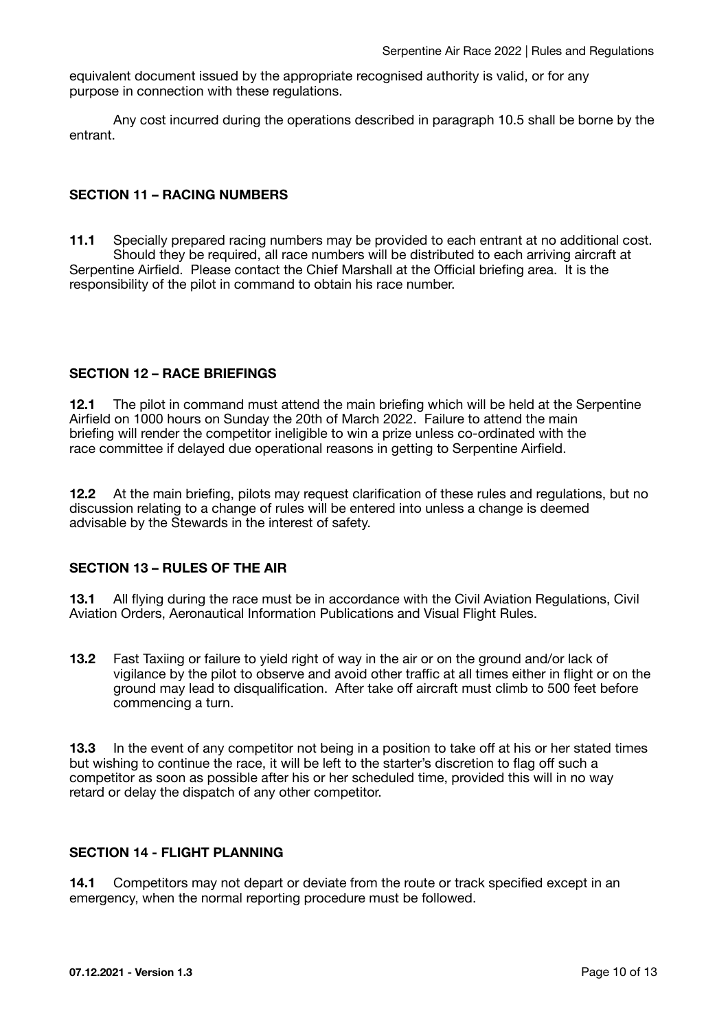equivalent document issued by the appropriate recognised authority is valid, or for any purpose in connection with these regulations.

Any cost incurred during the operations described in paragraph 10.5 shall be borne by the entrant.

**SECTION 11 – RACING NUMBERS**

**11.1** Specially prepared racing numbers may be provided to each entrant at no additional cost. Should they be required, all race numbers will be distributed to each arriving aircraft at Serpentine Airfield. Please contact the Chief Marshall at the Official briefing area. It is the responsibility of the pilot in command to obtain his race number.

**SECTION 12 – RACE BRIEFINGS**

**12.1** The pilot in command must attend the main briefing which will be held at the Serpentine Airfield on 1000 hours on Sunday the 20th of March 2022. Failure to attend the main briefing will render the competitor ineligible to win a prize unless co-ordinated with the race committee if delayed due operational reasons in getting to Serpentine Airfield.

**12.2** At the main briefing, pilots may request clarification of these rules and regulations, but no discussion relating to a change of rules will be entered into unless a change is deemed advisable by the Stewards in the interest of safety.

**SECTION 13 – RULES OF THE AIR**

**13.1** All flying during the race must be in accordance with the Civil Aviation Regulations, Civil Aviation Orders, Aeronautical Information Publications and Visual Flight Rules.

**13.2** Fast Taxiing or failure to yield right of way in the air or on the ground and/or lack of vigilance by the pilot to observe and avoid other traffic at all times either in flight or on the ground may lead to disqualification. After take off aircraft must climb to 500 feet before commencing a turn.

**13.3** In the event of any competitor not being in a position to take off at his or her stated times but wishing to continue the race, it will be left to the starter's discretion to flag off such a competitor as soon as possible after his or her scheduled time, provided this will in no way retard or delay the dispatch of any other competitor.

**SECTION 14 - FLIGHT PLANNING**

**14.1** Competitors may not depart or deviate from the route or track specified except in an emergency, when the normal reporting procedure must be followed.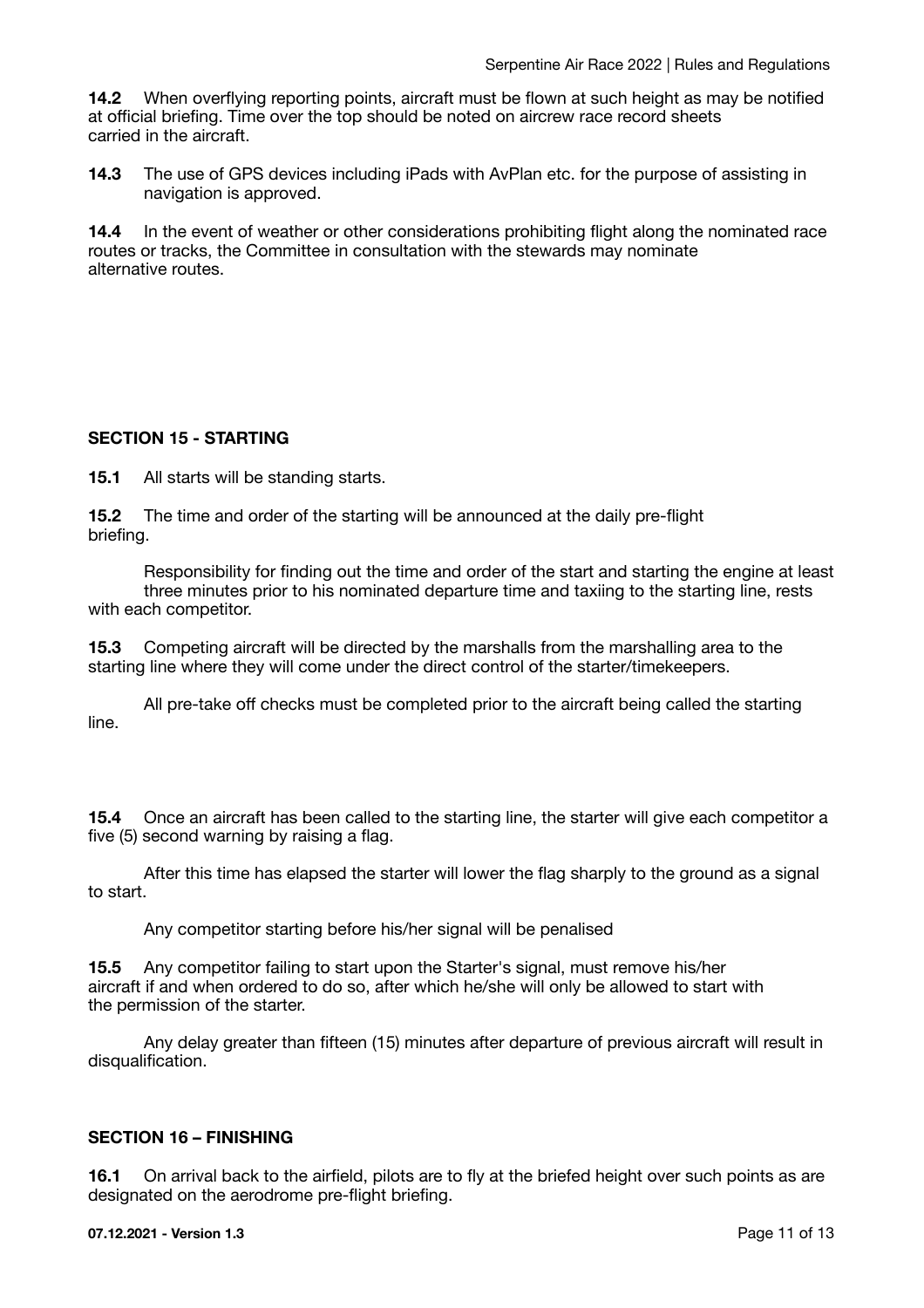**14.2** When overflying reporting points, aircraft must be flown at such height as may be notified at official briefing. Time over the top should be noted on aircrew race record sheets carried in the aircraft.

**14.3** The use of GPS devices including iPads with AvPlan etc. for the purpose of assisting in navigation is approved.

**14.4** In the event of weather or other considerations prohibiting flight along the nominated race routes or tracks, the Committee in consultation with the stewards may nominate alternative routes.

## SECTION 15 - STARTING

**15.1** All starts will be standing starts.

**15.2** The time and order of the starting will be announced at the daily pre-flight briefing.

Responsibility for finding out the time and order of the start and starting the engine at least three minutes prior to his nominated departure time and taxiing to the starting line, rests with each competitor.

**15.3** Competing aircraft will be directed by the marshalls from the marshalling area to the starting line where they will come under the direct control of the starter/timekeepers.

All pre-take off checks must be completed prior to the aircraft being called the starting line.

**15.4** Once an aircraft has been called to the starting line, the starter will give each competitor a five (5) second warning by raising a flag.

After this time has elapsed the starter will lower the flag sharply to the ground as a signal to start.

Any competitor starting before his/her signal will be penalised

**15.5** Any competitor failing to start upon the Starter's signal, must remove his/her aircraft if and when ordered to do so, after which he/she will only be allowed to start with the permission of the starter.

Any delay greater than fifteen (15) minutes after departure of previous aircraft will result in disqualification.

## SECTION 16 – FINISHING

**16.1** On arrival back to the airfield, pilots are to fly at the briefed height over such points as are designated on the aerodrome pre-flight briefing.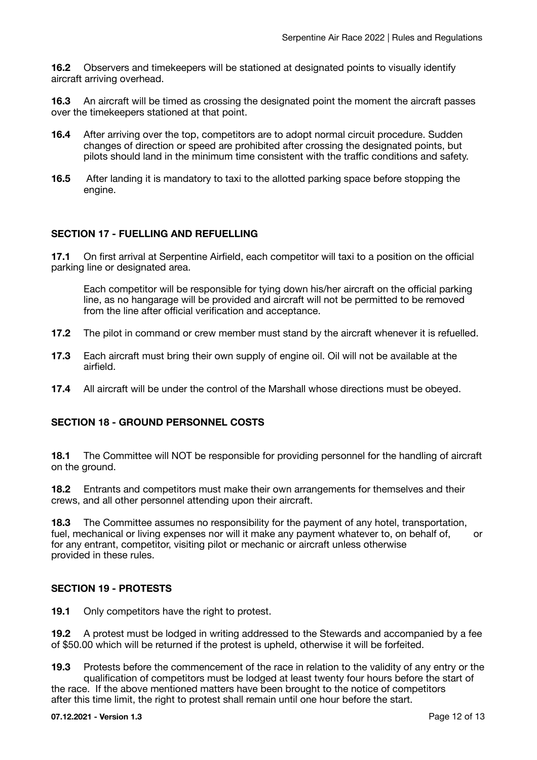**16.2** Observers and timekeepers will be stationed at designated points to visually identify aircraft arriving overhead.

**16.3** An aircraft will be timed as crossing the designated point the moment the aircraft passes over the timekeepers stationed at that point.

**16.4** After arriving over the top, competitors are to adopt normal circuit procedure. Sudden changes of direction or speed are prohibited after crossing the designated points, but pilots should land in the minimum time consistent with the traffic conditions and safety.

**16.5** After landing it is mandatory to taxi to the allotted parking space before stopping the engine.

### SECTION 17 - FUELLING AND REFUELLING

**17.1** On first arrival at Serpentine Airfield, each competitor will taxi to a position on the official parking line or designated area.

Each competitor will be responsible for tying down his/her aircraft on the official parking line, as no hangarage will be provided and aircraft will not be permitted to be removed from the line after official verification and acceptance.

**17.2** The pilot in command or crew member must stand by the aircraft whenever it is refuelled.

**17.3** Each aircraft must bring their own supply of engine oil. Oil will not be available at the airfield.

**17.4** All aircraft will be under the control of the Marshall whose directions must be obeyed.

### SECTION 18 - GROUND PERSONNEL COSTS

**18.1** The Committee will NOT be responsible for providing personnel for the handling of aircraft on the ground.

**18.2** Entrants and competitors must make their own arrangements for themselves and their crews, and all other personnel attending upon their aircraft.

**18.3** The Committee assumes no responsibility for the payment of any hotel, transportation, fuel, mechanical or living expenses nor will it make any payment whatever to, on behalf of, or for any entrant, competitor, visiting pilot or mechanic or aircraft unless otherwise provided in these rules.

### SECTION 19 - PROTESTS

**19.1** Only competitors have the right to protest.

**19.2** A protest must be lodged in writing addressed to the Stewards and accompanied by a fee of $50.00 which will be returned if the protest is upheld, otherwise it will be forfeited.

**19.3** Protests before the commencement of the race in relation to the validity of any entry or the qualification of competitors must be lodged at least twenty four hours before the start of the race. If the above mentioned matters have been brought to the notice of competitors after this time limit, the right to protest shall remain until one hour before the start.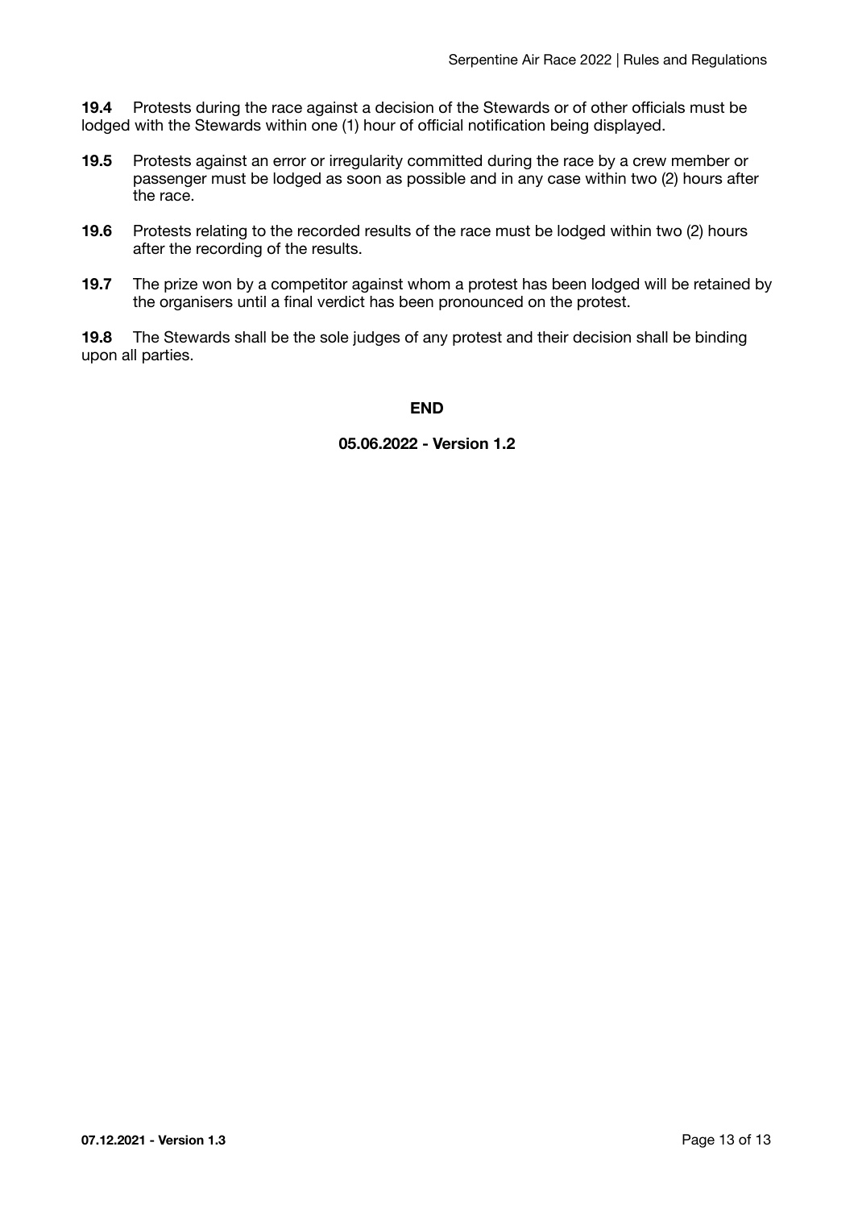**19.4** Protests during the race against a decision of the Stewards or of other officials must be lodged with the Stewards within one (1) hour of official notification being displayed.

**19.5** Protests against an error or irregularity committed during the race by a crew member or passenger must be lodged as soon as possible and in any case within two (2) hours after the race.

**19.6** Protests relating to the recorded results of the race must be lodged within two (2) hours after the recording of the results.

**19.7** The prize won by a competitor against whom a protest has been lodged will be retained by the organisers until a final verdict has been pronounced on the protest.

**19.8** The Stewards shall be the sole judges of any protest and their decision shall be binding upon all parties.

**END**

**05.06.2022 - Version 1.2**